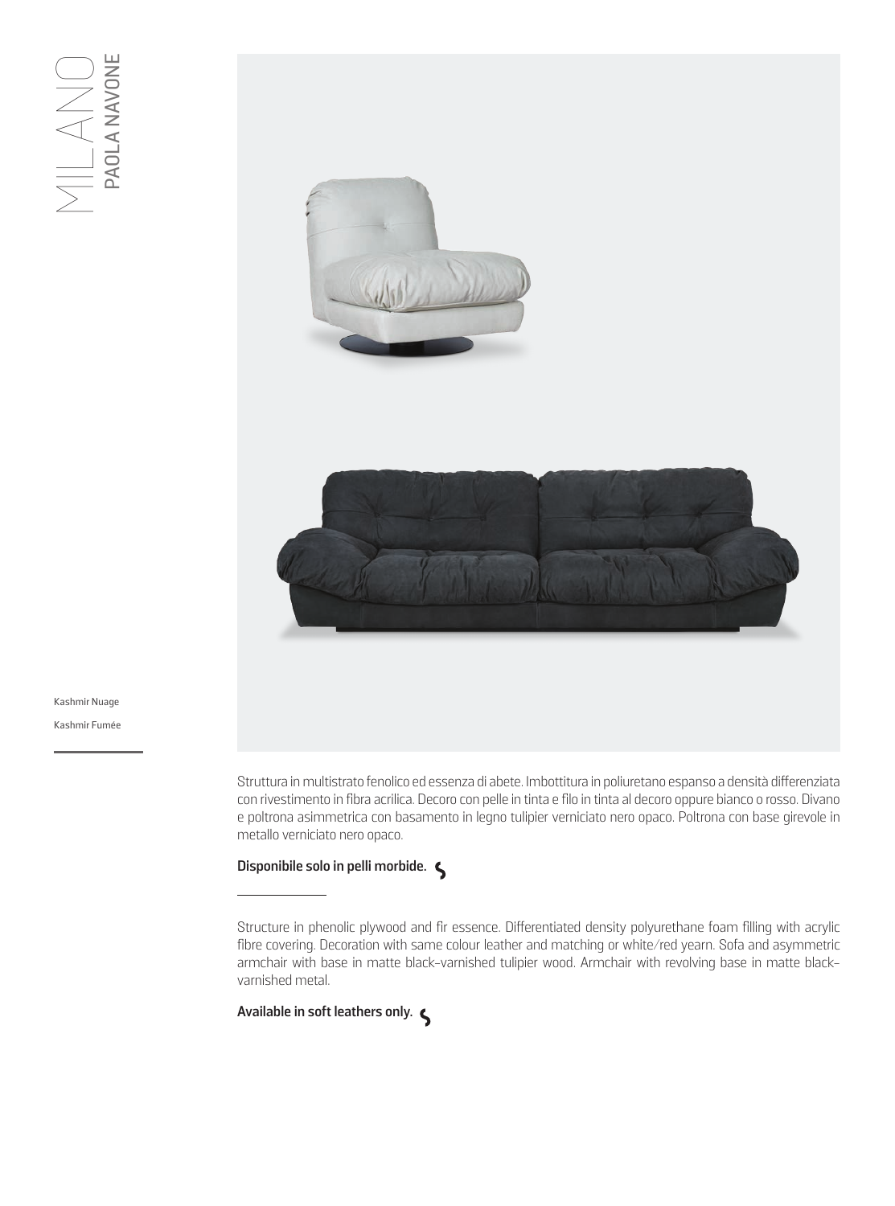# MILANO
## PAOLA NAVONE

Kashmir Nuage

Kashmir Fumée

Struttura in multistrato fenolico ed essenza di abete. Imbottitura in poliuretano espanso a densità differenziata con rivestimento in fibra acrilica. Decoro con pelle in tinta e filo in tinta al decoro oppure bianco o rosso. Divano e poltrona asimmetrica con basamento in legno tulipier verniciato nero opaco. Poltrona con base girevole in metallo verniciato nero opaco.

**Disponibile solo in pelli morbide.**

---

Structure in phenolic plywood and fir essence. Differentiated density polyurethane foam filling with acrylic fibre covering. Decoration with same colour leather and matching or white/red yearn. Sofa and asymmetric armchair with base in matte black-varnished tulipier wood. Armchair with revolving base in matte black-varnished metal.

**Available in soft leathers only.**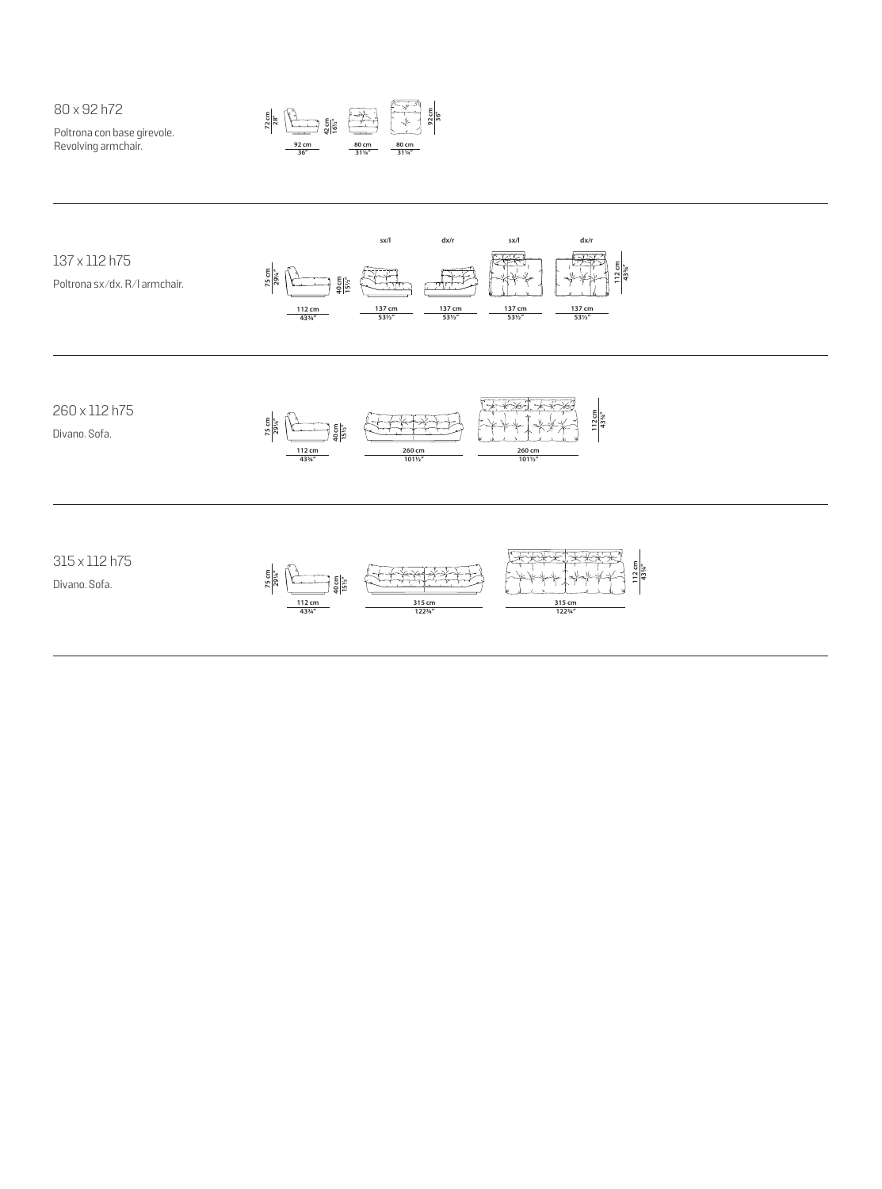80 x 92 h72

Poltrona con base girevole.
Revolving armchair.

72 cm
28"

42 cm
16½"

92 cm
36"

80 cm
31¼"

80 cm
31¼"

92 cm
36"

---

137 x 112 h75

Poltrona sx/dx. R/l armchair.

sx/l

dx/r

sx/l

dx/r

75 cm
29½"

40 cm
15½"

112 cm
43¾"

137 cm
53½"

137 cm
53½"

137 cm
53½"

137 cm
53½"

112 cm
43¾"

---

260 x 112 h75

Divano. Sofa.

75 cm
29½"

40 cm
15½"

112 cm
43¾"

260 cm
101½"

260 cm
101½"

112 cm
43¾"

---

315 x 112 h75

Divano. Sofa.

75 cm
29½"

40 cm
15½"

112 cm
43¾"

315 cm
122¾"

315 cm
122¾"

112 cm
43¾"

---